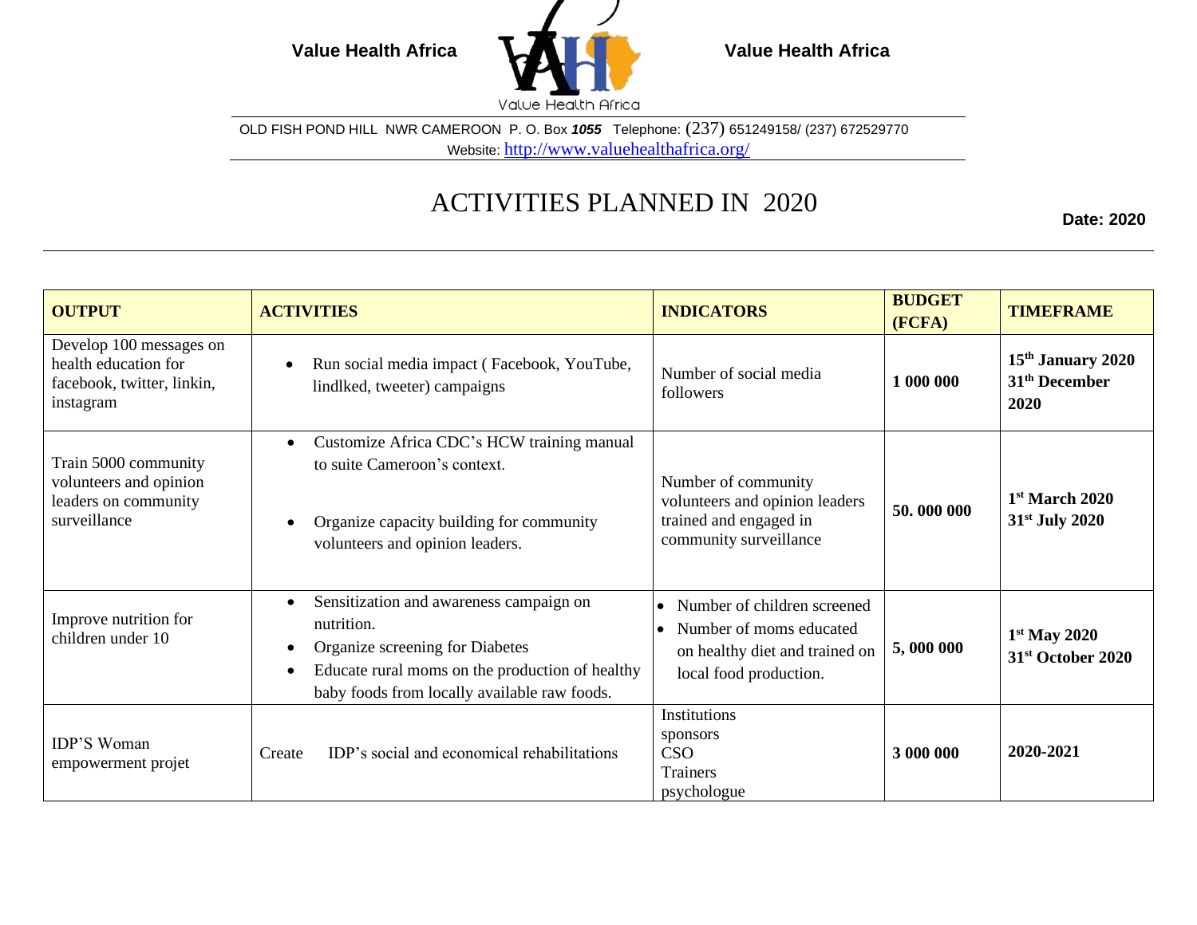**Value Health Africa** Value Health Africa **Value Health Africa**

OLD FISH POND HILL NWR CAMEROON P. O. Box ***1055*** Telephone: (237) 651249158/ (237) 672529770
Website: http://www.valuehealthafrica.org/

# ACTIVITIES PLANNED IN 2020

**Date: 2020**

| **OUTPUT** | **ACTIVITIES** | **INDICATORS** | **BUDGET (FCFA)** | **TIMEFRAME** |
|---|---|---|---|---|
| Develop 100 messages on health education for facebook, twitter, linkin, instagram | • Run social media impact ( Facebook, YouTube, lindlked, tweeter) campaigns | Number of social media followers | **1 000 000** | **15th January 2020 31th December 2020** |
| Train 5000 community volunteers and opinion leaders on community surveillance | • Customize Africa CDC's HCW training manual to suite Cameroon's context.<br>• Organize capacity building for community volunteers and opinion leaders. | Number of community volunteers and opinion leaders trained and engaged in community surveillance | **50. 000 000** | **1st March 2020 31st July 2020** |
| Improve nutrition for children under 10 | • Sensitization and awareness campaign on nutrition.<br>• Organize screening for Diabetes<br>• Educate rural moms on the production of healthy baby foods from locally available raw foods. | • Number of children screened<br>• Number of moms educated on healthy diet and trained on local food production. | **5, 000 000** | **1st May 2020 31st October 2020** |
| IDP'S Woman empowerment projet | Create IDP's social and economical rehabilitations | Institutions<br>sponsors<br>CSO<br>Trainers<br>psychologue | **3 000 000** | **2020-2021** |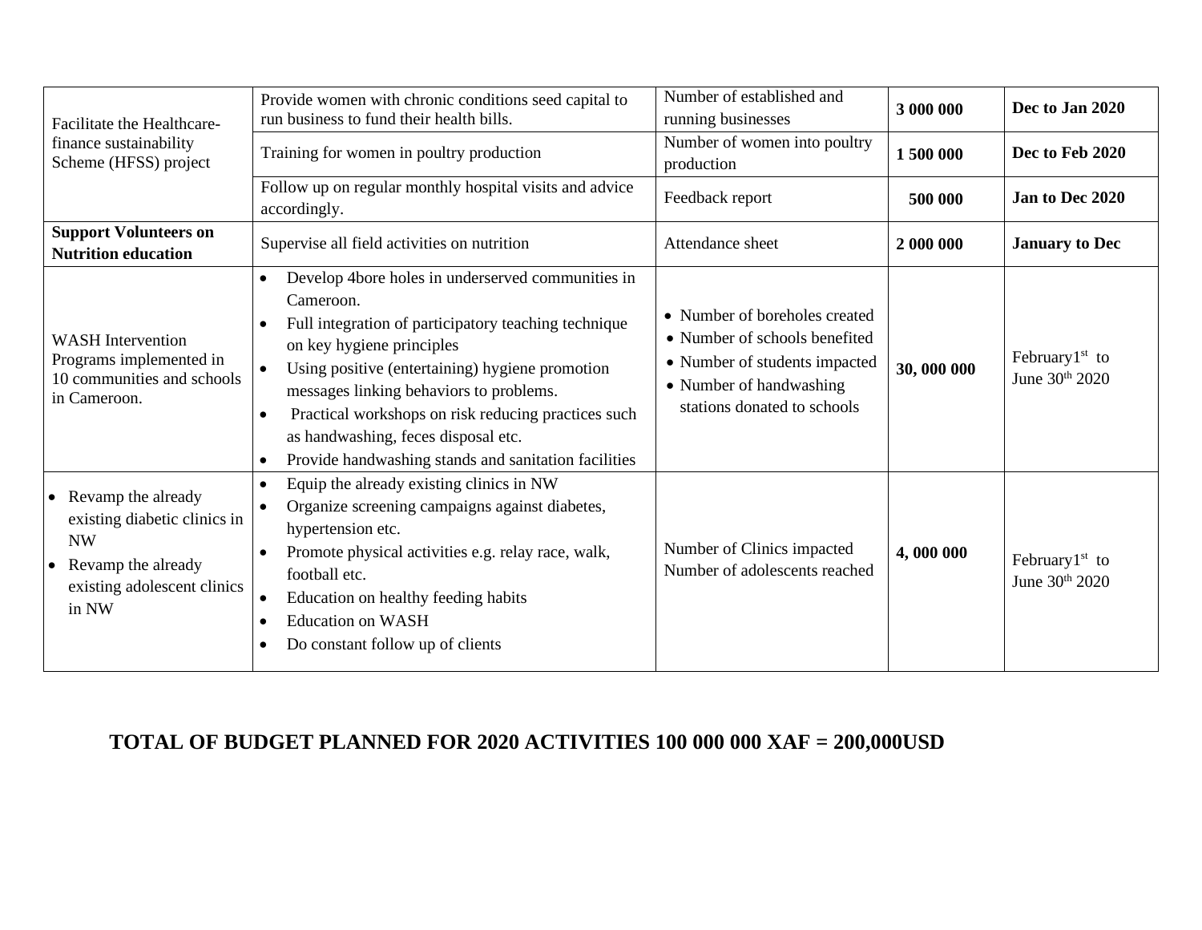| | | | | |
|---|---|---|---|---|
| Facilitate the Healthcare-finance sustainability Scheme (HFSS) project | Provide women with chronic conditions seed capital to run business to fund their health bills. | Number of established and running businesses | **3 000 000** | **Dec to Jan 2020** |
| | Training for women in poultry production | Number of women into poultry production | **1 500 000** | **Dec to Feb 2020** |
| | Follow up on regular monthly hospital visits and advice accordingly. | Feedback report | **500 000** | **Jan to Dec 2020** |
| **Support Volunteers on Nutrition education** | Supervise all field activities on nutrition | Attendance sheet | **2 000 000** | **January to Dec** |
| WASH Intervention Programs implemented in 10 communities and schools in Cameroon. | • Develop 4bore holes in underserved communities in Cameroon.<br>• Full integration of participatory teaching technique on key hygiene principles<br>• Using positive (entertaining) hygiene promotion messages linking behaviors to problems.<br>• Practical workshops on risk reducing practices such as handwashing, feces disposal etc.<br>• Provide handwashing stands and sanitation facilities | • Number of boreholes created<br>• Number of schools benefited<br>• Number of students impacted<br>• Number of handwashing stations donated to schools | **30, 000 000** | February1st to June 30th 2020 |
| • Revamp the already existing diabetic clinics in NW<br>• Revamp the already existing adolescent clinics in NW | • Equip the already existing clinics in NW<br>• Organize screening campaigns against diabetes, hypertension etc.<br>• Promote physical activities e.g. relay race, walk, football etc.<br>• Education on healthy feeding habits<br>• Education on WASH<br>• Do constant follow up of clients | Number of Clinics impacted<br>Number of adolescents reached | **4, 000 000** | February1st to June 30th 2020 |

**TOTAL OF BUDGET PLANNED FOR 2020 ACTIVITIES 100 000 000 XAF = 200,000USD**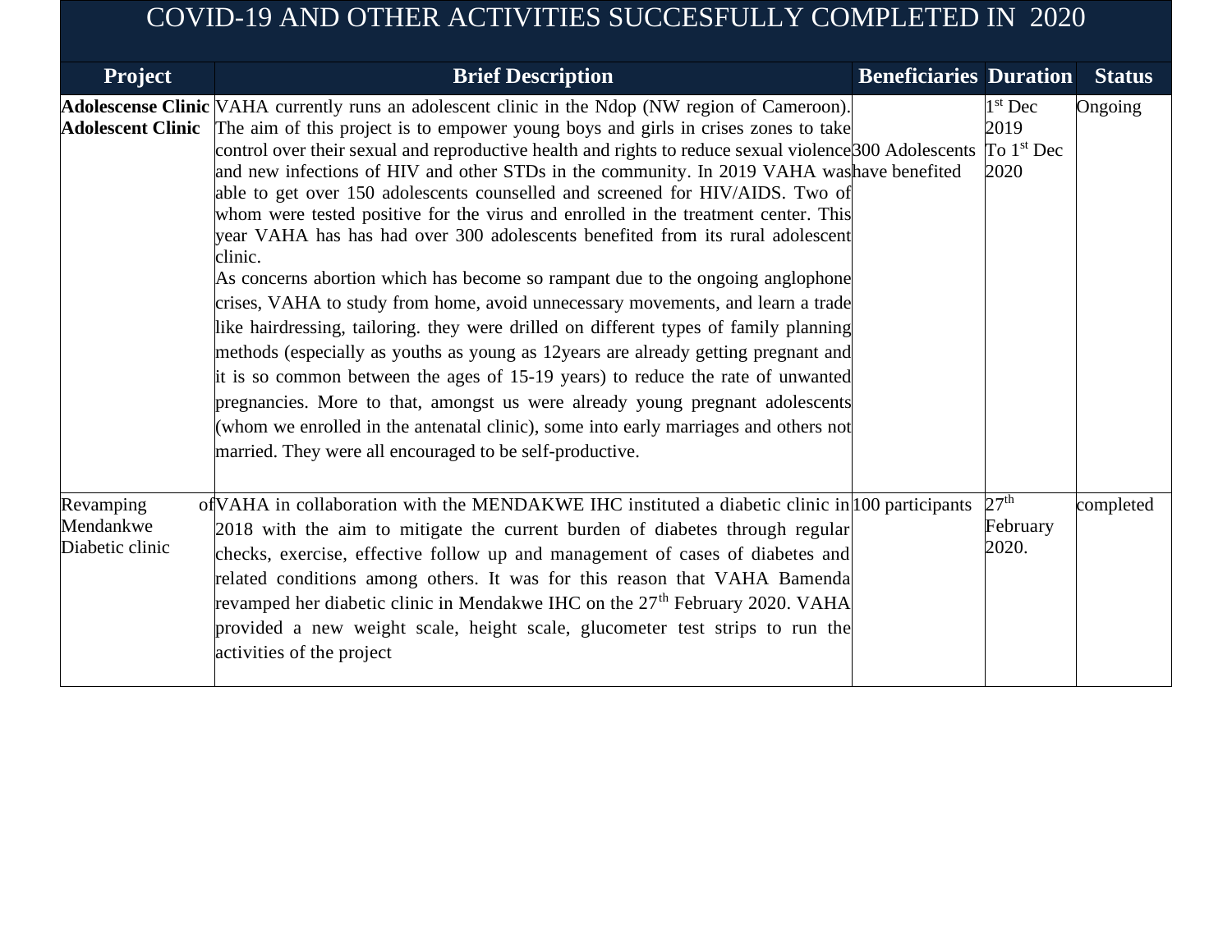# COVID-19 AND OTHER ACTIVITIES SUCCESFULLY COMPLETED IN 2020

| Project | Brief Description | Beneficiaries | Duration | Status |
|---|---|---|---|---|
| **Adolescense Clinic Adolescent Clinic** | VAHA currently runs an adolescent clinic in the Ndop (NW region of Cameroon). The aim of this project is to empower young boys and girls in crises zones to take control over their sexual and reproductive health and rights to reduce sexual violence and new infections of HIV and other STDs in the community. In 2019 VAHA was able to get over 150 adolescents counselled and screened for HIV/AIDS. Two of whom were tested positive for the virus and enrolled in the treatment center. This year VAHA has has had over 300 adolescents benefited from its rural adolescent clinic.<br>As concerns abortion which has become so rampant due to the ongoing anglophone crises, VAHA to study from home, avoid unnecessary movements, and learn a trade like hairdressing, tailoring. they were drilled on different types of family planning methods (especially as youths as young as 12years are already getting pregnant and it is so common between the ages of 15-19 years) to reduce the rate of unwanted pregnancies. More to that, amongst us were already young pregnant adolescents (whom we enrolled in the antenatal clinic), some into early marriages and others not married. They were all encouraged to be self-productive. | 300 Adolescents have benefited | 1st Dec 2019 To 1st Dec 2020 | Ongoing |
| Revamping of Mendankwe Diabetic clinic | VAHA in collaboration with the MENDAKWE IHC instituted a diabetic clinic in 2018 with the aim to mitigate the current burden of diabetes through regular checks, exercise, effective follow up and management of cases of diabetes and related conditions among others. It was for this reason that VAHA Bamenda revamped her diabetic clinic in Mendakwe IHC on the 27th February 2020. VAHA provided a new weight scale, height scale, glucometer test strips to run the activities of the project | 100 participants | 27th February 2020. | completed |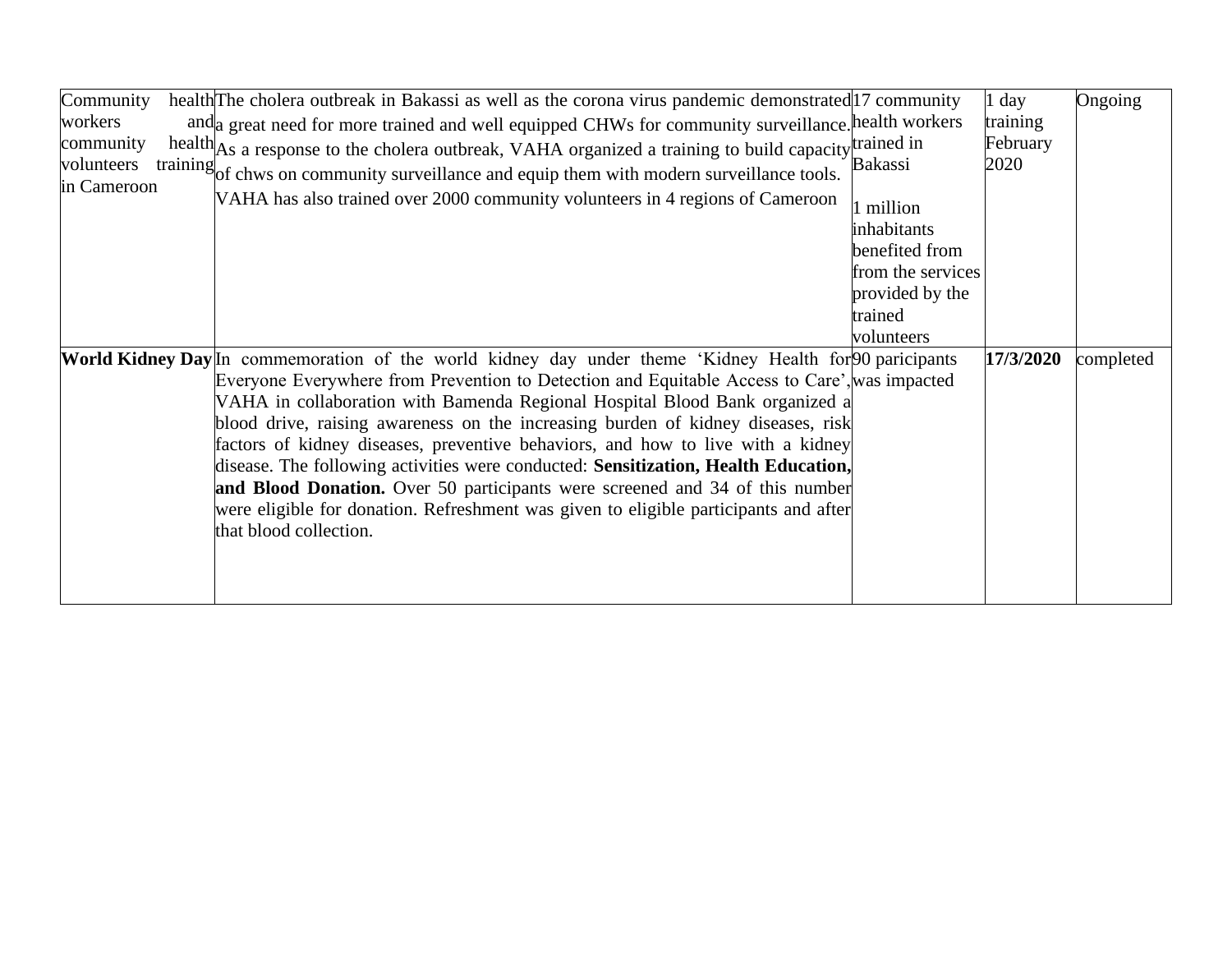| Community health workers and community health volunteers training in Cameroon | The cholera outbreak in Bakassi as well as the corona virus pandemic demonstrated a great need for more trained and well equipped CHWs for community surveillance. As a response to the cholera outbreak, VAHA organized a training to build capacity of chws on community surveillance and equip them with modern surveillance tools. VAHA has also trained over 2000 community volunteers in 4 regions of Cameroon | 17 community health workers trained in Bakassi<br><br>1 million inhabitants benefited from from the services provided by the trained volunteers | 1 day training February 2020 | Ongoing |
|---|---|---|---|---|
| **World Kidney Day** | In commemoration of the world kidney day under theme 'Kidney Health for Everyone Everywhere from Prevention to Detection and Equitable Access to Care', VAHA in collaboration with Bamenda Regional Hospital Blood Bank organized a blood drive, raising awareness on the increasing burden of kidney diseases, risk factors of kidney diseases, preventive behaviors, and how to live with a kidney disease. The following activities were conducted: **Sensitization, Health Education, and Blood Donation.** Over 50 participants were screened and 34 of this number were eligible for donation. Refreshment was given to eligible participants and after that blood collection. | 90 paricipants was impacted | **17/3/2020** | completed |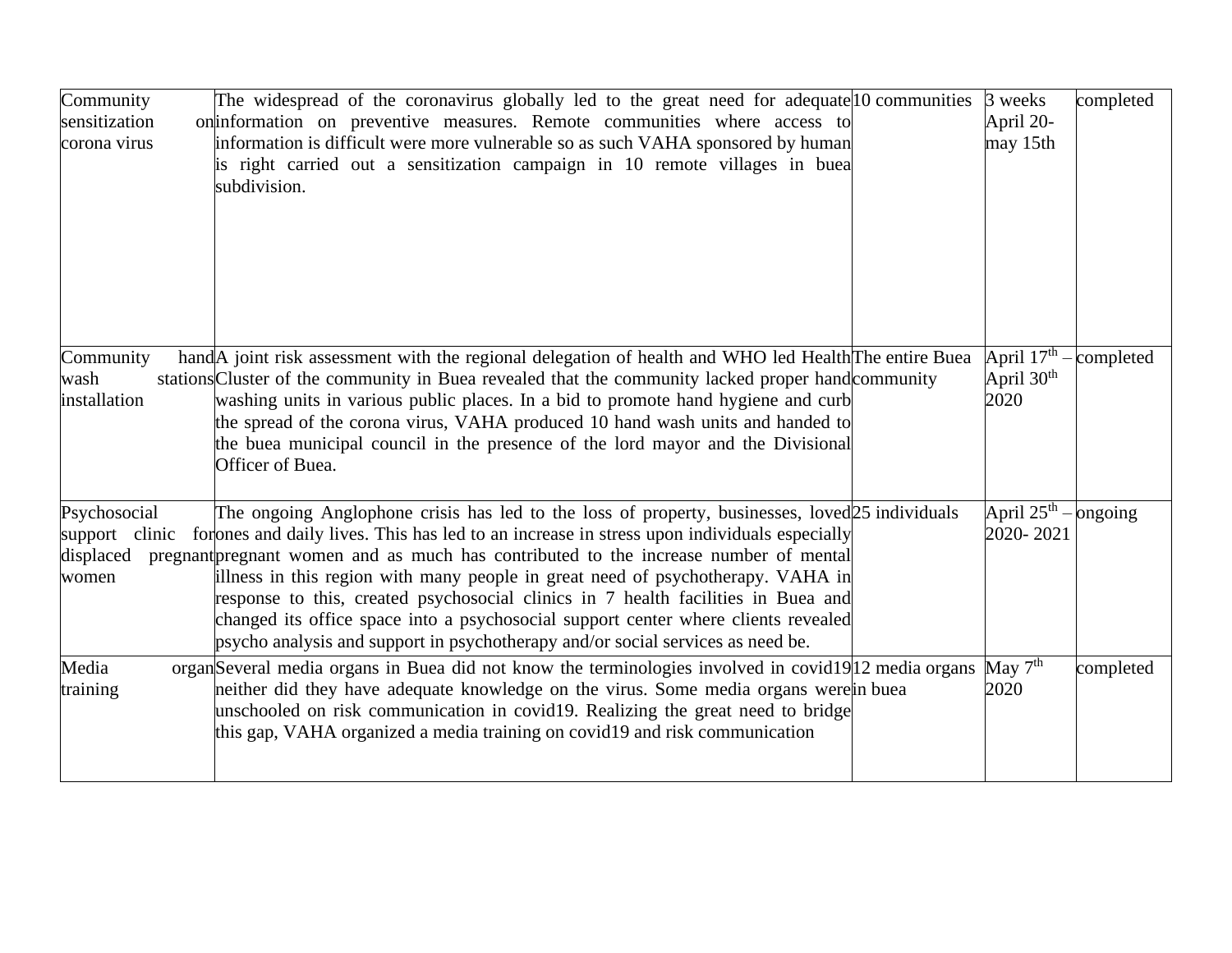| Community sensitization on corona virus | The widespread of the coronavirus globally led to the great need for adequate information on preventive measures. Remote communities where access to information is difficult were more vulnerable so as such VAHA sponsored by human is right carried out a sensitization campaign in 10 remote villages in buea subdivision. | 10 communities | 3 weeks April 20- may 15th | completed |
|---|---|---|---|---|
| Community hand wash stations installation | A joint risk assessment with the regional delegation of health and WHO led Health Cluster of the community in Buea revealed that the community lacked proper hand washing units in various public places. In a bid to promote hand hygiene and curb the spread of the corona virus, VAHA produced 10 hand wash units and handed to the buea municipal council in the presence of the lord mayor and the Divisional Officer of Buea. | The entire Buea community | April 17th – April 30th 2020 | completed |
| Psychosocial support clinic for displaced pregnant women | The ongoing Anglophone crisis has led to the loss of property, businesses, loved ones and daily lives. This has led to an increase in stress upon individuals especially pregnant women and as much has contributed to the increase number of mental illness in this region with many people in great need of psychotherapy. VAHA in response to this, created psychosocial clinics in 7 health facilities in Buea and changed its office space into a psychosocial support center where clients revealed psycho analysis and support in psychotherapy and/or social services as need be. | 25 individuals | April 25th – 2020- 2021 | ongoing |
| Media organ training | Several media organs in Buea did not know the terminologies involved in covid19 neither did they have adequate knowledge on the virus. Some media organs were unschooled on risk communication in covid19. Realizing the great need to bridge this gap, VAHA organized a media training on covid19 and risk communication | 12 media organs in buea | May 7th 2020 | completed |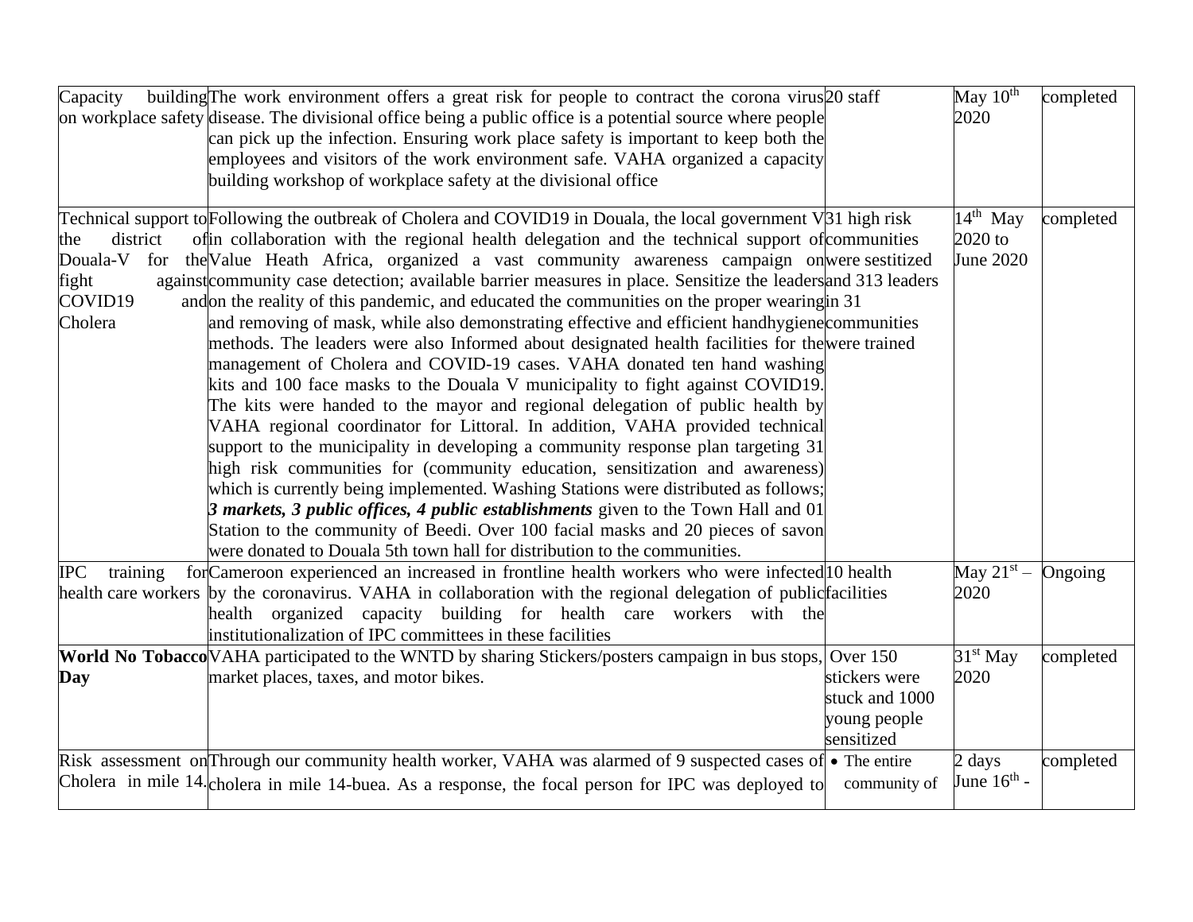| Capacity building on workplace safety | The work environment offers a great risk for people to contract the corona virus disease. The divisional office being a public office is a potential source where people can pick up the infection. Ensuring work place safety is important to keep both the employees and visitors of the work environment safe. VAHA organized a capacity building workshop of workplace safety at the divisional office | 20 staff | May 10th 2020 | completed |
|---|---|---|---|---|
| Technical support to the district of Douala-V for the fight against COVID19 and Cholera | Following the outbreak of Cholera and COVID19 in Douala, the local government V in collaboration with the regional health delegation and the technical support of Value Heath Africa, organized a vast community awareness campaign on community case detection; available barrier measures in place. Sensitize the leaders on the reality of this pandemic, and educated the communities on the proper wearing and removing of mask, while also demonstrating effective and efficient handhygiene methods. The leaders were also Informed about designated health facilities for the management of Cholera and COVID-19 cases. VAHA donated ten hand washing kits and 100 face masks to the Douala V municipality to fight against COVID19. The kits were handed to the mayor and regional delegation of public health by VAHA regional coordinator for Littoral. In addition, VAHA provided technical support to the municipality in developing a community response plan targeting 31 high risk communities for (community education, sensitization and awareness) which is currently being implemented. Washing Stations were distributed as follows; ***3 markets, 3 public offices, 4 public establishments*** given to the Town Hall and 01 Station to the community of Beedi. Over 100 facial masks and 20 pieces of savon were donated to Douala 5th town hall for distribution to the communities. | 31 high risk communities were sestitized and 313 leaders in 31 communities were trained | 14th May 2020 to June 2020 | completed |
| IPC training for health care workers | Cameroon experienced an increased in frontline health workers who were infected by the coronavirus. VAHA in collaboration with the regional delegation of public health organized capacity building for health care workers with the institutionalization of IPC committees in these facilities | 10 health facilities | May 21st – 2020 | Ongoing |
| **World No Tobacco Day** | VAHA participated to the WNTD by sharing Stickers/posters campaign in bus stops, market places, taxes, and motor bikes. | Over 150 stickers were stuck and 1000 young people sensitized | 31st May 2020 | completed |
| Risk assessment on Cholera in mile 14. | Through our community health worker, VAHA was alarmed of 9 suspected cases of cholera in mile 14-buea. As a response, the focal person for IPC was deployed to | • The entire community of | 2 days June 16th - | completed |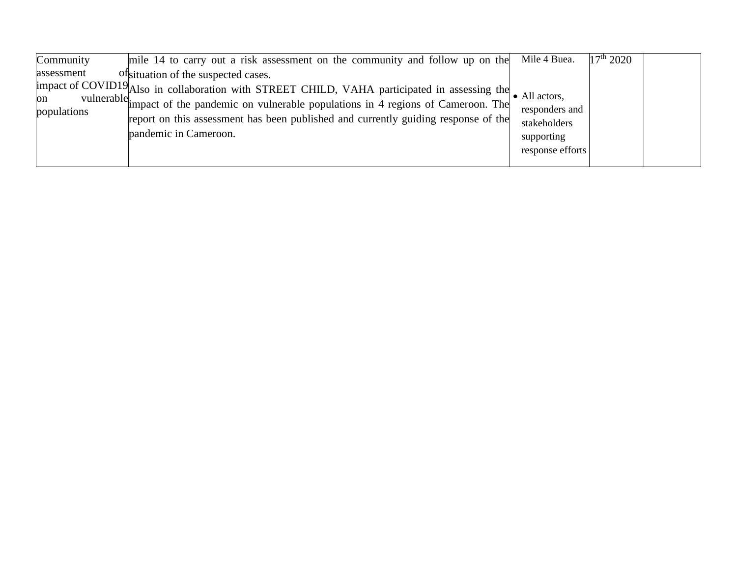| | | | | |
|---|---|---|---|---|
| Community assessment of impact of COVID19 on vulnerable populations | mile 14 to carry out a risk assessment on the community and follow up on the situation of the suspected cases.<br>Also in collaboration with STREET CHILD, VAHA participated in assessing the impact of the pandemic on vulnerable populations in 4 regions of Cameroon. The report on this assessment has been published and currently guiding response of the pandemic in Cameroon. | Mile 4 Buea.<br><br>• All actors, responders and stakeholders supporting response efforts | 17th 2020 | |